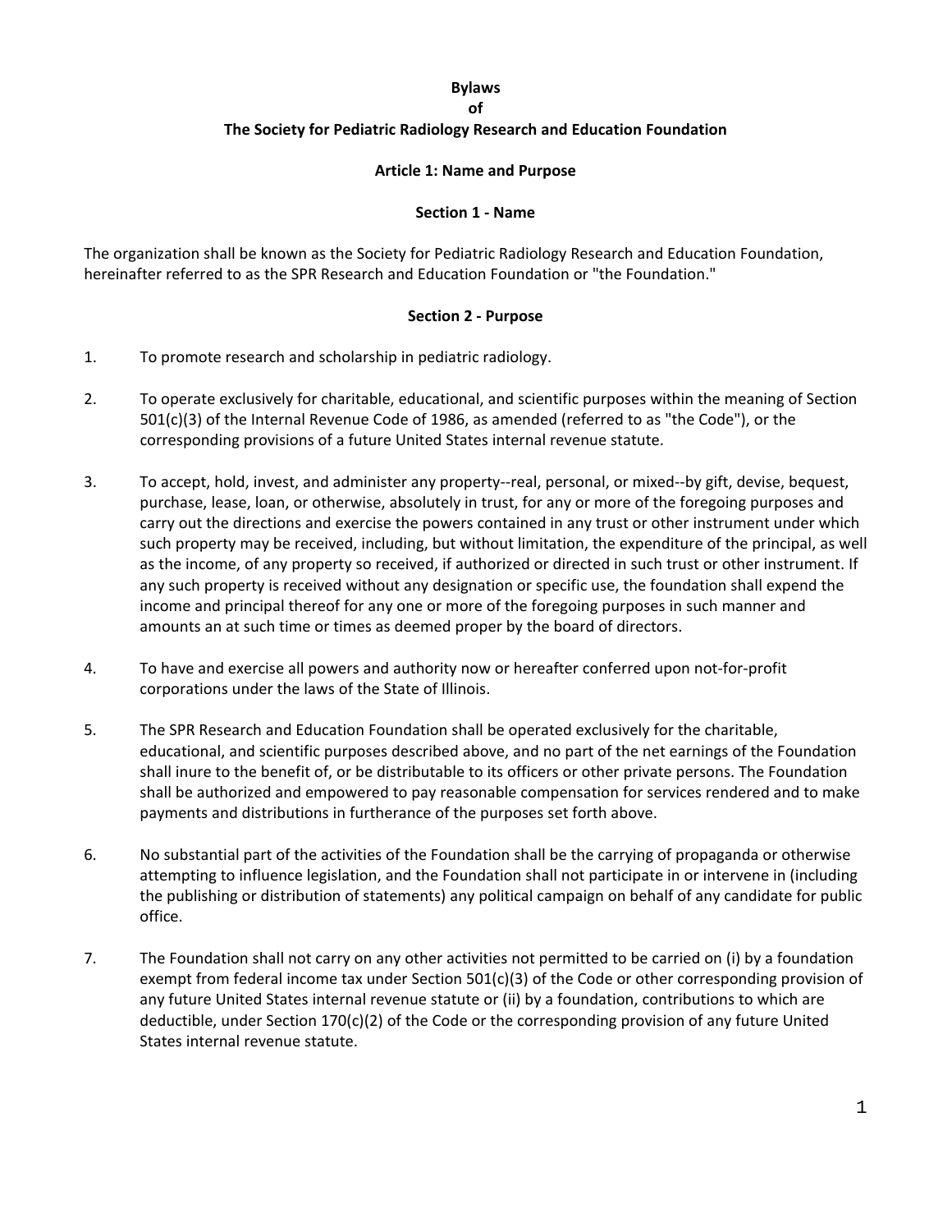# Bylaws
# of
# The Society for Pediatric Radiology Research and Education Foundation

## Article 1: Name and Purpose

### Section 1 - Name

The organization shall be known as the Society for Pediatric Radiology Research and Education Foundation, hereinafter referred to as the SPR Research and Education Foundation or "the Foundation."

### Section 2 - Purpose

1. To promote research and scholarship in pediatric radiology.

2. To operate exclusively for charitable, educational, and scientific purposes within the meaning of Section 501(c)(3) of the Internal Revenue Code of 1986, as amended (referred to as "the Code"), or the corresponding provisions of a future United States internal revenue statute.

3. To accept, hold, invest, and administer any property--real, personal, or mixed--by gift, devise, bequest, purchase, lease, loan, or otherwise, absolutely in trust, for any or more of the foregoing purposes and carry out the directions and exercise the powers contained in any trust or other instrument under which such property may be received, including, but without limitation, the expenditure of the principal, as well as the income, of any property so received, if authorized or directed in such trust or other instrument. If any such property is received without any designation or specific use, the foundation shall expend the income and principal thereof for any one or more of the foregoing purposes in such manner and amounts an at such time or times as deemed proper by the board of directors.

4. To have and exercise all powers and authority now or hereafter conferred upon not-for-profit corporations under the laws of the State of Illinois.

5. The SPR Research and Education Foundation shall be operated exclusively for the charitable, educational, and scientific purposes described above, and no part of the net earnings of the Foundation shall inure to the benefit of, or be distributable to its officers or other private persons. The Foundation shall be authorized and empowered to pay reasonable compensation for services rendered and to make payments and distributions in furtherance of the purposes set forth above.

6. No substantial part of the activities of the Foundation shall be the carrying of propaganda or otherwise attempting to influence legislation, and the Foundation shall not participate in or intervene in (including the publishing or distribution of statements) any political campaign on behalf of any candidate for public office.

7. The Foundation shall not carry on any other activities not permitted to be carried on (i) by a foundation exempt from federal income tax under Section 501(c)(3) of the Code or other corresponding provision of any future United States internal revenue statute or (ii) by a foundation, contributions to which are deductible, under Section 170(c)(2) of the Code or the corresponding provision of any future United States internal revenue statute.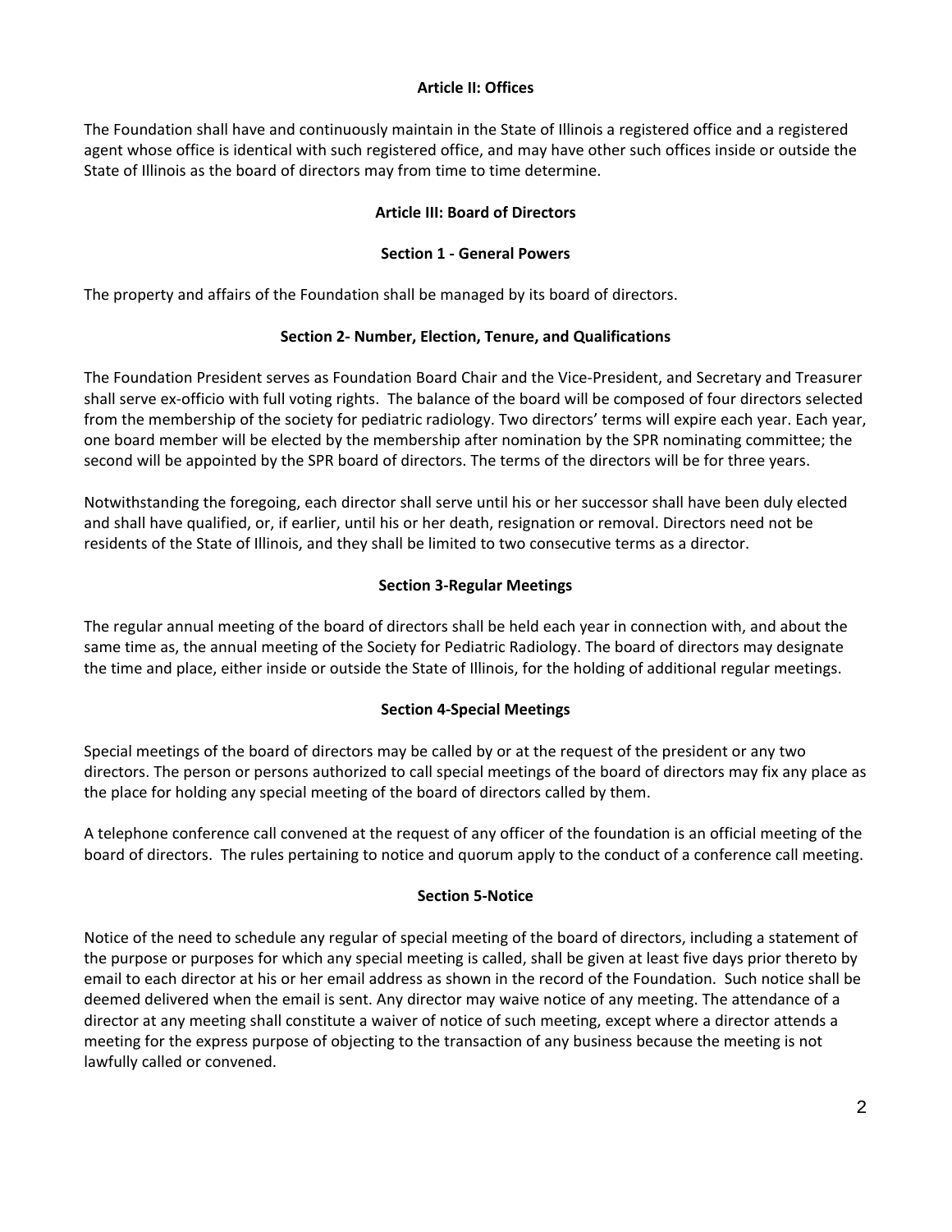## Article II: Offices

The Foundation shall have and continuously maintain in the State of Illinois a registered office and a registered agent whose office is identical with such registered office, and may have other such offices inside or outside the State of Illinois as the board of directors may from time to time determine.

## Article III: Board of Directors

### Section 1 - General Powers

The property and affairs of the Foundation shall be managed by its board of directors.

### Section 2- Number, Election, Tenure, and Qualifications

The Foundation President serves as Foundation Board Chair and the Vice-President, and Secretary and Treasurer shall serve ex-officio with full voting rights. The balance of the board will be composed of four directors selected from the membership of the society for pediatric radiology. Two directors' terms will expire each year. Each year, one board member will be elected by the membership after nomination by the SPR nominating committee; the second will be appointed by the SPR board of directors. The terms of the directors will be for three years.

Notwithstanding the foregoing, each director shall serve until his or her successor shall have been duly elected and shall have qualified, or, if earlier, until his or her death, resignation or removal. Directors need not be residents of the State of Illinois, and they shall be limited to two consecutive terms as a director.

### Section 3-Regular Meetings

The regular annual meeting of the board of directors shall be held each year in connection with, and about the same time as, the annual meeting of the Society for Pediatric Radiology. The board of directors may designate the time and place, either inside or outside the State of Illinois, for the holding of additional regular meetings.

### Section 4-Special Meetings

Special meetings of the board of directors may be called by or at the request of the president or any two directors. The person or persons authorized to call special meetings of the board of directors may fix any place as the place for holding any special meeting of the board of directors called by them.

A telephone conference call convened at the request of any officer of the foundation is an official meeting of the board of directors. The rules pertaining to notice and quorum apply to the conduct of a conference call meeting.

### Section 5-Notice

Notice of the need to schedule any regular of special meeting of the board of directors, including a statement of the purpose or purposes for which any special meeting is called, shall be given at least five days prior thereto by email to each director at his or her email address as shown in the record of the Foundation. Such notice shall be deemed delivered when the email is sent. Any director may waive notice of any meeting. The attendance of a director at any meeting shall constitute a waiver of notice of such meeting, except where a director attends a meeting for the express purpose of objecting to the transaction of any business because the meeting is not lawfully called or convened.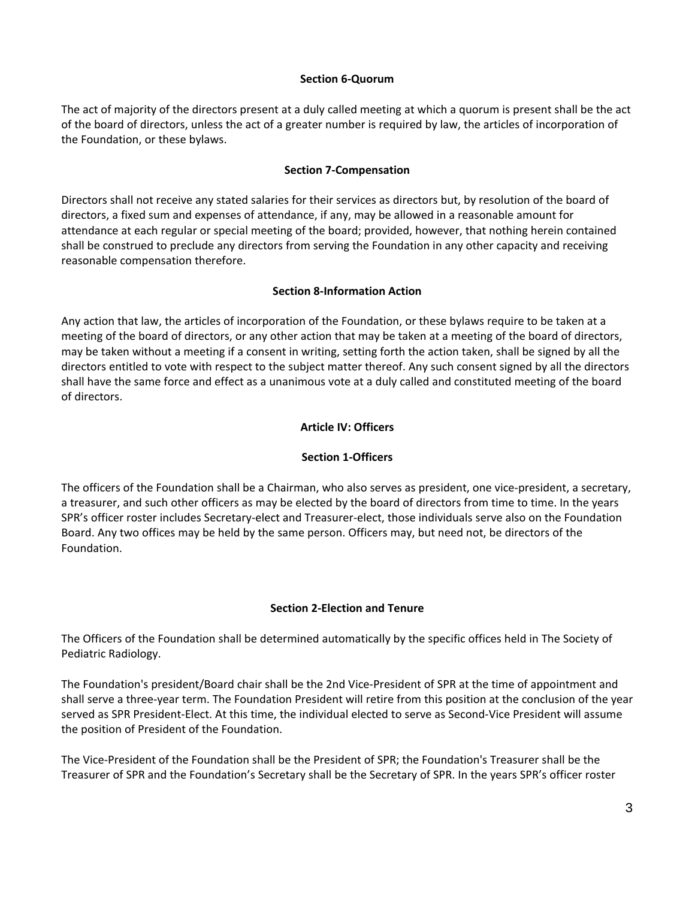#### Section 6-Quorum

The act of majority of the directors present at a duly called meeting at which a quorum is present shall be the act of the board of directors, unless the act of a greater number is required by law, the articles of incorporation of the Foundation, or these bylaws.

#### Section 7-Compensation

Directors shall not receive any stated salaries for their services as directors but, by resolution of the board of directors, a fixed sum and expenses of attendance, if any, may be allowed in a reasonable amount for attendance at each regular or special meeting of the board; provided, however, that nothing herein contained shall be construed to preclude any directors from serving the Foundation in any other capacity and receiving reasonable compensation therefore.

#### Section 8-Information Action

Any action that law, the articles of incorporation of the Foundation, or these bylaws require to be taken at a meeting of the board of directors, or any other action that may be taken at a meeting of the board of directors, may be taken without a meeting if a consent in writing, setting forth the action taken, shall be signed by all the directors entitled to vote with respect to the subject matter thereof. Any such consent signed by all the directors shall have the same force and effect as a unanimous vote at a duly called and constituted meeting of the board of directors.

### Article IV: Officers

#### Section 1-Officers

The officers of the Foundation shall be a Chairman, who also serves as president, one vice-president, a secretary, a treasurer, and such other officers as may be elected by the board of directors from time to time. In the years SPR's officer roster includes Secretary-elect and Treasurer-elect, those individuals serve also on the Foundation Board. Any two offices may be held by the same person. Officers may, but need not, be directors of the Foundation.

#### Section 2-Election and Tenure

The Officers of the Foundation shall be determined automatically by the specific offices held in The Society of Pediatric Radiology.

The Foundation's president/Board chair shall be the 2nd Vice-President of SPR at the time of appointment and shall serve a three-year term. The Foundation President will retire from this position at the conclusion of the year served as SPR President-Elect. At this time, the individual elected to serve as Second-Vice President will assume the position of President of the Foundation.

The Vice-President of the Foundation shall be the President of SPR; the Foundation's Treasurer shall be the Treasurer of SPR and the Foundation's Secretary shall be the Secretary of SPR. In the years SPR's officer roster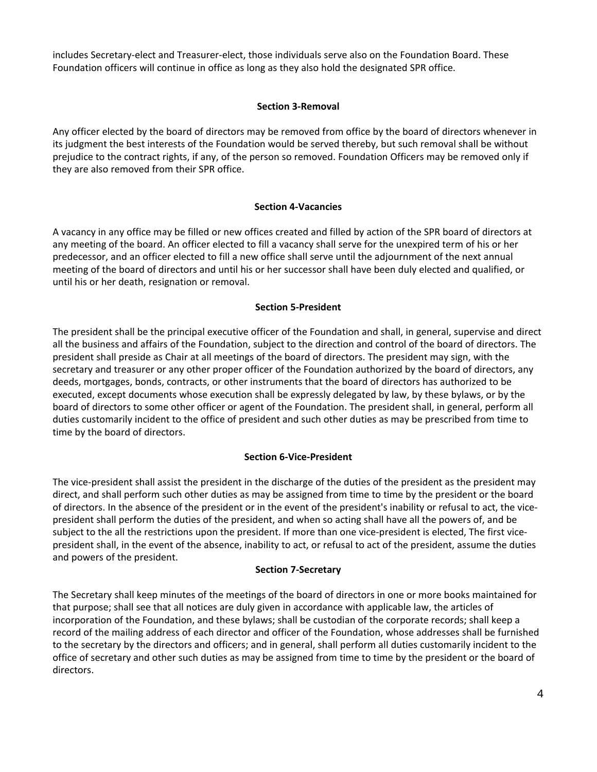includes Secretary-elect and Treasurer-elect, those individuals serve also on the Foundation Board. These Foundation officers will continue in office as long as they also hold the designated SPR office.

**Section 3-Removal**

Any officer elected by the board of directors may be removed from office by the board of directors whenever in its judgment the best interests of the Foundation would be served thereby, but such removal shall be without prejudice to the contract rights, if any, of the person so removed. Foundation Officers may be removed only if they are also removed from their SPR office.

**Section 4-Vacancies**

A vacancy in any office may be filled or new offices created and filled by action of the SPR board of directors at any meeting of the board. An officer elected to fill a vacancy shall serve for the unexpired term of his or her predecessor, and an officer elected to fill a new office shall serve until the adjournment of the next annual meeting of the board of directors and until his or her successor shall have been duly elected and qualified, or until his or her death, resignation or removal.

**Section 5-President**

The president shall be the principal executive officer of the Foundation and shall, in general, supervise and direct all the business and affairs of the Foundation, subject to the direction and control of the board of directors. The president shall preside as Chair at all meetings of the board of directors. The president may sign, with the secretary and treasurer or any other proper officer of the Foundation authorized by the board of directors, any deeds, mortgages, bonds, contracts, or other instruments that the board of directors has authorized to be executed, except documents whose execution shall be expressly delegated by law, by these bylaws, or by the board of directors to some other officer or agent of the Foundation. The president shall, in general, perform all duties customarily incident to the office of president and such other duties as may be prescribed from time to time by the board of directors.

**Section 6-Vice-President**

The vice-president shall assist the president in the discharge of the duties of the president as the president may direct, and shall perform such other duties as may be assigned from time to time by the president or the board of directors. In the absence of the president or in the event of the president's inability or refusal to act, the vice-president shall perform the duties of the president, and when so acting shall have all the powers of, and be subject to the all the restrictions upon the president. If more than one vice-president is elected, The first vice-president shall, in the event of the absence, inability to act, or refusal to act of the president, assume the duties and powers of the president.

**Section 7-Secretary**

The Secretary shall keep minutes of the meetings of the board of directors in one or more books maintained for that purpose; shall see that all notices are duly given in accordance with applicable law, the articles of incorporation of the Foundation, and these bylaws; shall be custodian of the corporate records; shall keep a record of the mailing address of each director and officer of the Foundation, whose addresses shall be furnished to the secretary by the directors and officers; and in general, shall perform all duties customarily incident to the office of secretary and other such duties as may be assigned from time to time by the president or the board of directors.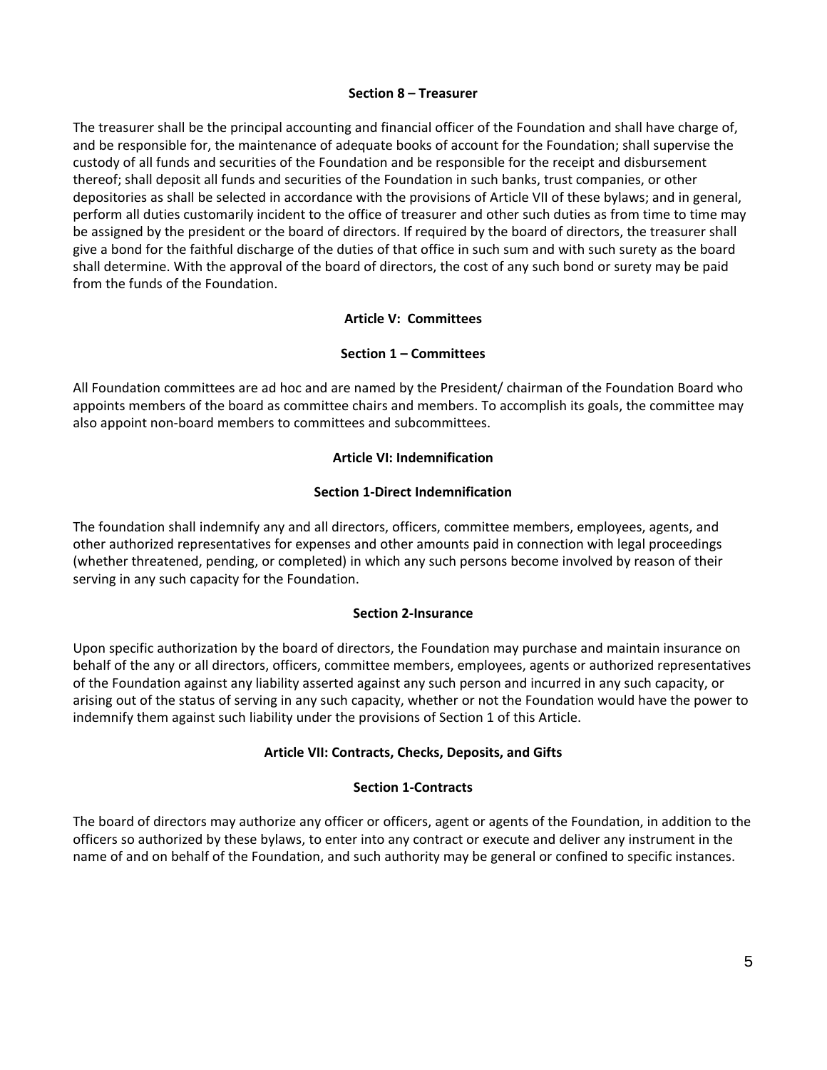### Section 8 – Treasurer

The treasurer shall be the principal accounting and financial officer of the Foundation and shall have charge of, and be responsible for, the maintenance of adequate books of account for the Foundation; shall supervise the custody of all funds and securities of the Foundation and be responsible for the receipt and disbursement thereof; shall deposit all funds and securities of the Foundation in such banks, trust companies, or other depositories as shall be selected in accordance with the provisions of Article VII of these bylaws; and in general, perform all duties customarily incident to the office of treasurer and other such duties as from time to time may be assigned by the president or the board of directors. If required by the board of directors, the treasurer shall give a bond for the faithful discharge of the duties of that office in such sum and with such surety as the board shall determine. With the approval of the board of directors, the cost of any such bond or surety may be paid from the funds of the Foundation.

## Article V: Committees

### Section 1 – Committees

All Foundation committees are ad hoc and are named by the President/ chairman of the Foundation Board who appoints members of the board as committee chairs and members. To accomplish its goals, the committee may also appoint non-board members to committees and subcommittees.

## Article VI: Indemnification

### Section 1-Direct Indemnification

The foundation shall indemnify any and all directors, officers, committee members, employees, agents, and other authorized representatives for expenses and other amounts paid in connection with legal proceedings (whether threatened, pending, or completed) in which any such persons become involved by reason of their serving in any such capacity for the Foundation.

### Section 2-Insurance

Upon specific authorization by the board of directors, the Foundation may purchase and maintain insurance on behalf of the any or all directors, officers, committee members, employees, agents or authorized representatives of the Foundation against any liability asserted against any such person and incurred in any such capacity, or arising out of the status of serving in any such capacity, whether or not the Foundation would have the power to indemnify them against such liability under the provisions of Section 1 of this Article.

## Article VII: Contracts, Checks, Deposits, and Gifts

### Section 1-Contracts

The board of directors may authorize any officer or officers, agent or agents of the Foundation, in addition to the officers so authorized by these bylaws, to enter into any contract or execute and deliver any instrument in the name of and on behalf of the Foundation, and such authority may be general or confined to specific instances.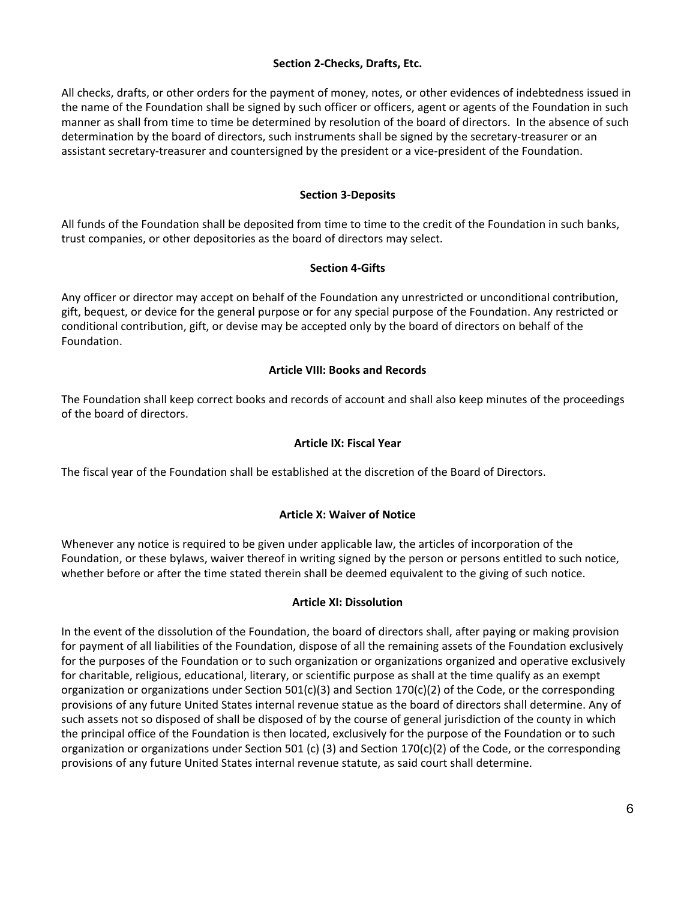### Section 2-Checks, Drafts, Etc.

All checks, drafts, or other orders for the payment of money, notes, or other evidences of indebtedness issued in the name of the Foundation shall be signed by such officer or officers, agent or agents of the Foundation in such manner as shall from time to time be determined by resolution of the board of directors. In the absence of such determination by the board of directors, such instruments shall be signed by the secretary-treasurer or an assistant secretary-treasurer and countersigned by the president or a vice-president of the Foundation.

### Section 3-Deposits

All funds of the Foundation shall be deposited from time to time to the credit of the Foundation in such banks, trust companies, or other depositories as the board of directors may select.

### Section 4-Gifts

Any officer or director may accept on behalf of the Foundation any unrestricted or unconditional contribution, gift, bequest, or device for the general purpose or for any special purpose of the Foundation. Any restricted or conditional contribution, gift, or devise may be accepted only by the board of directors on behalf of the Foundation.

## Article VIII: Books and Records

The Foundation shall keep correct books and records of account and shall also keep minutes of the proceedings of the board of directors.

## Article IX: Fiscal Year

The fiscal year of the Foundation shall be established at the discretion of the Board of Directors.

## Article X: Waiver of Notice

Whenever any notice is required to be given under applicable law, the articles of incorporation of the Foundation, or these bylaws, waiver thereof in writing signed by the person or persons entitled to such notice, whether before or after the time stated therein shall be deemed equivalent to the giving of such notice.

## Article XI: Dissolution

In the event of the dissolution of the Foundation, the board of directors shall, after paying or making provision for payment of all liabilities of the Foundation, dispose of all the remaining assets of the Foundation exclusively for the purposes of the Foundation or to such organization or organizations organized and operative exclusively for charitable, religious, educational, literary, or scientific purpose as shall at the time qualify as an exempt organization or organizations under Section 501(c)(3) and Section 170(c)(2) of the Code, or the corresponding provisions of any future United States internal revenue statue as the board of directors shall determine. Any of such assets not so disposed of shall be disposed of by the course of general jurisdiction of the county in which the principal office of the Foundation is then located, exclusively for the purpose of the Foundation or to such organization or organizations under Section 501 (c) (3) and Section 170(c)(2) of the Code, or the corresponding provisions of any future United States internal revenue statute, as said court shall determine.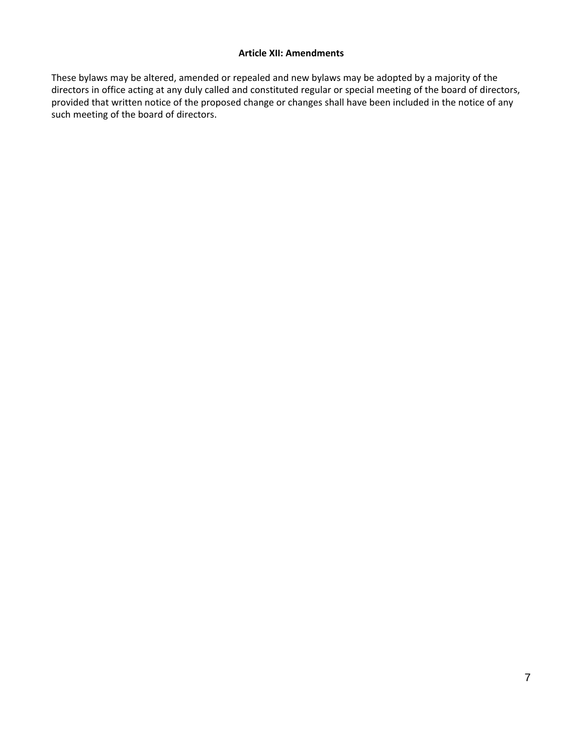### Article XII: Amendments

These bylaws may be altered, amended or repealed and new bylaws may be adopted by a majority of the directors in office acting at any duly called and constituted regular or special meeting of the board of directors, provided that written notice of the proposed change or changes shall have been included in the notice of any such meeting of the board of directors.